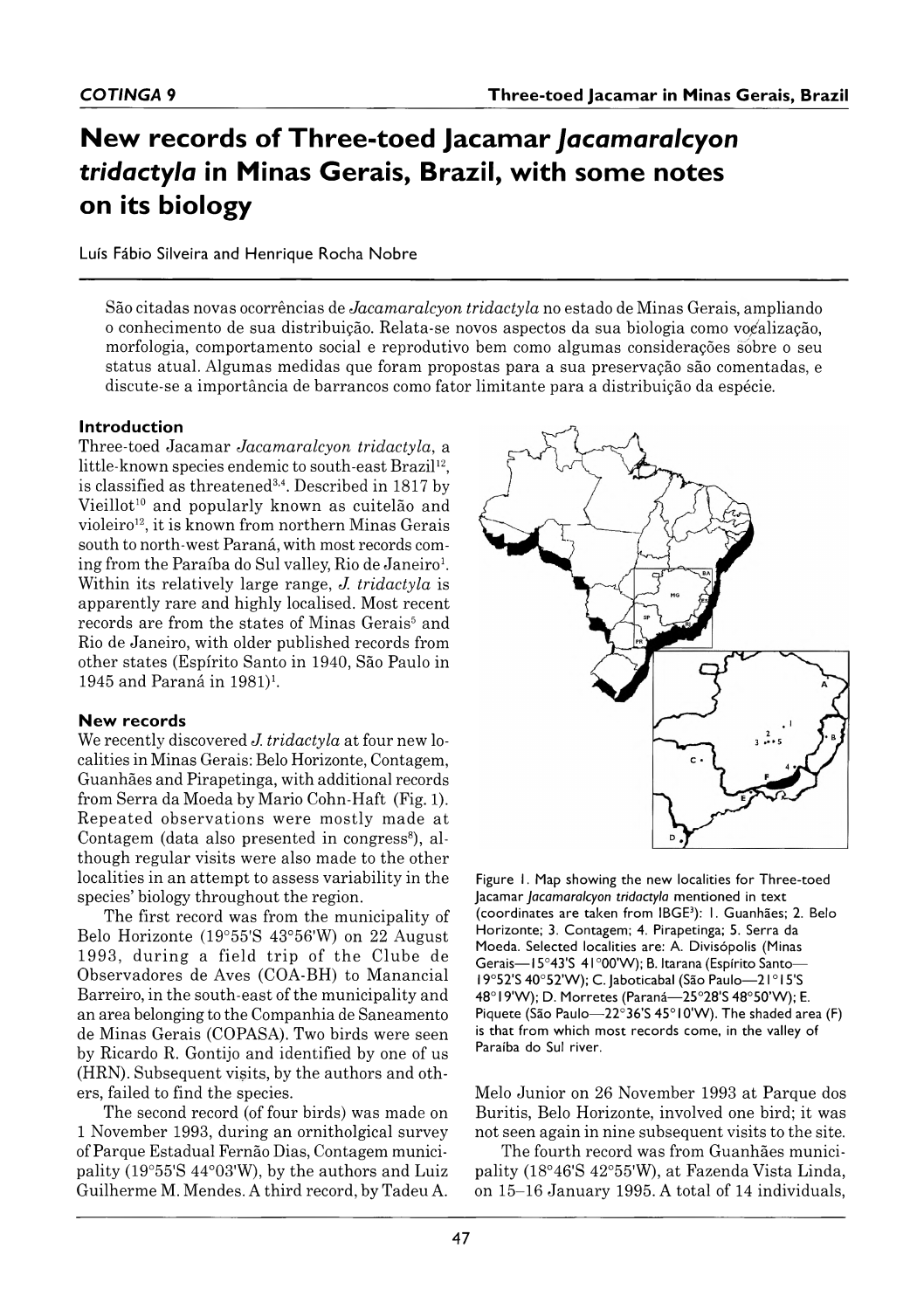# New records of Three-toed Jacamar *Jacamaralcyon tridactyla* in Minas Gerais, Brazil, with some notes on its biology

Luís Fábio Silveira and Henrique Rocha Nobre

São citadas novas ocorrências de *Jacamaralcyon tridactyla* no estado de Minas Gerais, ampliando o conhecimento de sua distribuição. Relata-se novos aspectos da sua biologia como vocalização, morfologia, comportamento social e reprodutivo bem como algumas considerações sôbre o seu status atual. Algumas medidas que foram propostas para a sua preservação são comentadas, e discute-se a importância de barrancos como fator limitante para a distribuição da espécie.

## Introduction

Three-toed Jacamar *Jacamaralcyon tridactyla*, a little-known species endemic to south-east Brazil[12], is classified as threatened[3,4]. Described in 1817 by Vieillot[10] and popularly known as cuitelão and violeiro[12], it is known from northern Minas Gerais south to north-west Paraná, with most records coming from the Paraíba do Sul valley, Rio de Janeiro[1]. Within its relatively large range, *J. tridactyla* is apparently rare and highly localised. Most recent records are from the states of Minas Gerais[5] and Rio de Janeiro, with older published records from other states (Espírito Santo in 1940, São Paulo in 1945 and Paraná in 1981)[1].

## New records

We recently discovered *J. tridactyla* at four new localities in Minas Gerais: Belo Horizonte, Contagem, Guanhães and Pirapetinga, with additional records from Serra da Moeda by Mario Cohn-Haft (Fig. 1). Repeated observations were mostly made at Contagem (data also presented in congress[8]), although regular visits were also made to the other localities in an attempt to assess variability in the species' biology throughout the region.

The first record was from the municipality of Belo Horizonte (19°55'S 43°56'W) on 22 August 1993, during a field trip of the Clube de Observadores de Aves (COA-BH) to Manancial Barreiro, in the south-east of the municipality and an area belonging to the Companhia de Saneamento de Minas Gerais (COPASA). Two birds were seen by Ricardo R. Gontijo and identified by one of us (HRN). Subsequent visits, by the authors and others, failed to find the species.

The second record (of four birds) was made on 1 November 1993, during an ornitholgical survey of Parque Estadual Fernão Dias, Contagem municipality (19°55'S 44°03'W), by the authors and Luiz Guilherme M. Mendes. A third record, by Tadeu A. Melo Junior on 26 November 1993 at Parque dos Buritis, Belo Horizonte, involved one bird; it was not seen again in nine subsequent visits to the site.

The fourth record was from Guanhães municipality (18°46'S 42°55'W), at Fazenda Vista Linda, on 15–16 January 1995. A total of 14 individuals,

Figure 1. Map showing the new localities for Three-toed Jacamar *Jacamaralcyon tridactyla* mentioned in text (coordinates are taken from IBGE[3]): 1. Guanhães; 2. Belo Horizonte; 3. Contagem; 4. Pirapetinga; 5. Serra da Moeda. Selected localities are: A. Divisópolis (Minas Gerais—15°43'S 41°00'W); B. Itarana (Espírito Santo—19°52'S 40°52'W); C. Jaboticabal (São Paulo—21°15'S 48°19'W); D. Morretes (Paraná—25°28'S 48°50'W); E. Piquete (São Paulo—22°36'S 45°10'W). The shaded area (F) is that from which most records come, in the valley of Paraíba do Sul river.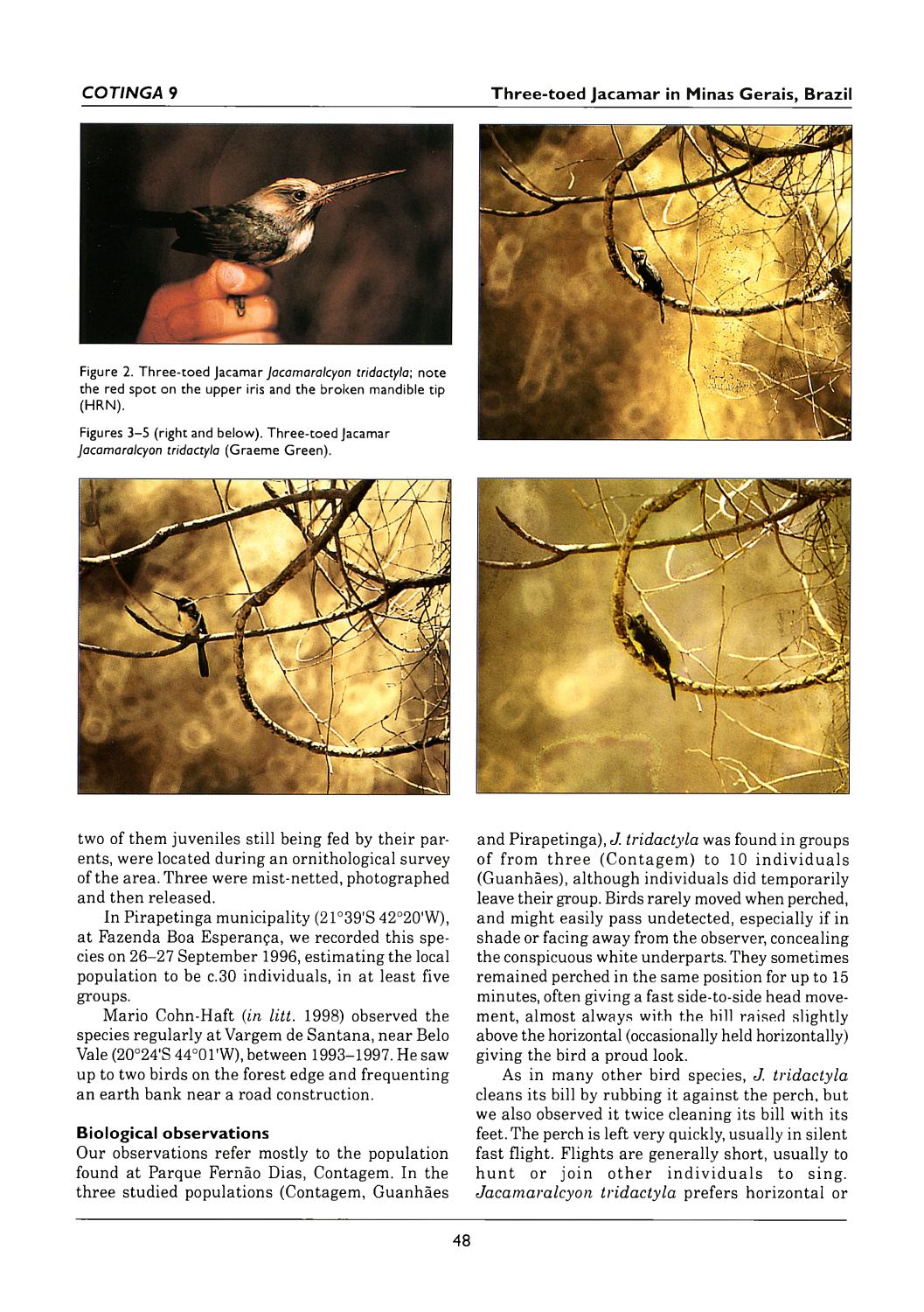Figure 2. Three-toed Jacamar *Jacamaralcyon tridactyla*; note the red spot on the upper iris and the broken mandible tip (HRN).

Figures 3–5 (right and below). Three-toed Jacamar *Jacamaralcyon tridactyla* (Graeme Green).

two of them juveniles still being fed by their parents, were located during an ornithological survey of the area. Three were mist-netted, photographed and then released.

In Pirapetinga municipality (21°39'S 42°20'W), at Fazenda Boa Esperança, we recorded this species on 26–27 September 1996, estimating the local population to be c.30 individuals, in at least five groups.

Mario Cohn-Haft (*in litt.* 1998) observed the species regularly at Vargem de Santana, near Belo Vale (20°24'S 44°01'W), between 1993–1997. He saw up to two birds on the forest edge and frequenting an earth bank near a road construction.

## Biological observations

Our observations refer mostly to the population found at Parque Fernão Dias, Contagem. In the three studied populations (Contagem, Guanhães and Pirapetinga), *J. tridactyla* was found in groups of from three (Contagem) to 10 individuals (Guanhães), although individuals did temporarily leave their group. Birds rarely moved when perched, and might easily pass undetected, especially if in shade or facing away from the observer, concealing the conspicuous white underparts. They sometimes remained perched in the same position for up to 15 minutes, often giving a fast side-to-side head movement, almost always with the bill raised slightly above the horizontal (occasionally held horizontally) giving the bird a proud look.

As in many other bird species, *J. tridactyla* cleans its bill by rubbing it against the perch, but we also observed it twice cleaning its bill with its feet. The perch is left very quickly, usually in silent fast flight. Flights are generally short, usually to hunt or join other individuals to sing. *Jacamaralcyon tridactyla* prefers horizontal or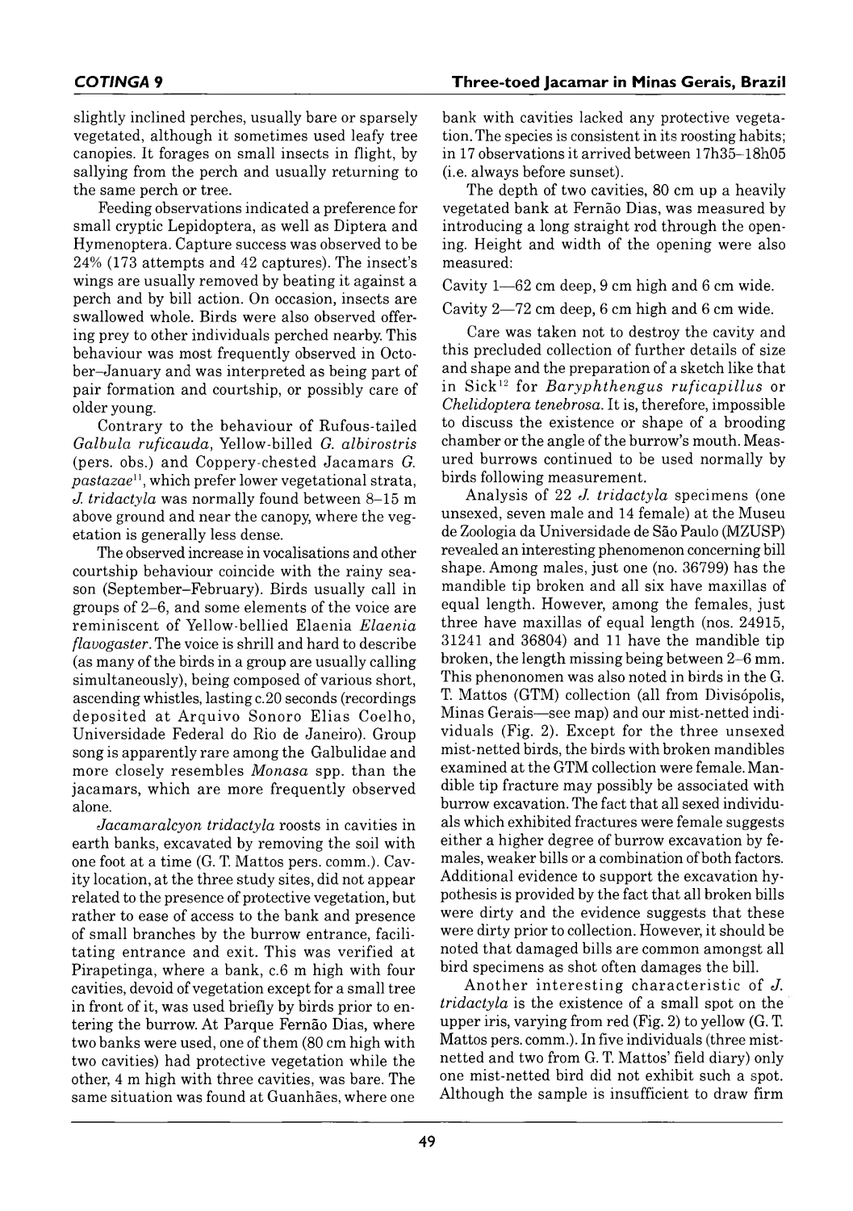slightly inclined perches, usually bare or sparsely vegetated, although it sometimes used leafy tree canopies. It forages on small insects in flight, by sallying from the perch and usually returning to the same perch or tree.

Feeding observations indicated a preference for small cryptic Lepidoptera, as well as Diptera and Hymenoptera. Capture success was observed to be 24% (173 attempts and 42 captures). The insect's wings are usually removed by beating it against a perch and by bill action. On occasion, insects are swallowed whole. Birds were also observed offering prey to other individuals perched nearby. This behaviour was most frequently observed in October–January and was interpreted as being part of pair formation and courtship, or possibly care of older young.

Contrary to the behaviour of Rufous-tailed *Galbula ruficauda*, Yellow-billed *G. albirostris* (pers. obs.) and Coppery-chested Jacamars *G. pastazae*[11], which prefer lower vegetational strata, *J. tridactyla* was normally found between 8–15 m above ground and near the canopy, where the vegetation is generally less dense.

The observed increase in vocalisations and other courtship behaviour coincide with the rainy season (September–February). Birds usually call in groups of 2–6, and some elements of the voice are reminiscent of Yellow-bellied Elaenia *Elaenia flavogaster*. The voice is shrill and hard to describe (as many of the birds in a group are usually calling simultaneously), being composed of various short, ascending whistles, lasting c.20 seconds (recordings deposited at Arquivo Sonoro Elias Coelho, Universidade Federal do Rio de Janeiro). Group song is apparently rare among the Galbulidae and more closely resembles *Monasa* spp. than the jacamars, which are more frequently observed alone.

*Jacamaralcyon tridactyla* roosts in cavities in earth banks, excavated by removing the soil with one foot at a time (G. T. Mattos pers. comm.). Cavity location, at the three study sites, did not appear related to the presence of protective vegetation, but rather to ease of access to the bank and presence of small branches by the burrow entrance, facilitating entrance and exit. This was verified at Pirapetinga, where a bank, c.6 m high with four cavities, devoid of vegetation except for a small tree in front of it, was used briefly by birds prior to entering the burrow. At Parque Fernão Dias, where two banks were used, one of them (80 cm high with two cavities) had protective vegetation while the other, 4 m high with three cavities, was bare. The same situation was found at Guanhães, where one bank with cavities lacked any protective vegetation. The species is consistent in its roosting habits; in 17 observations it arrived between 17h35–18h05 (i.e. always before sunset).

The depth of two cavities, 80 cm up a heavily vegetated bank at Fernão Dias, was measured by introducing a long straight rod through the opening. Height and width of the opening were also measured:

Cavity 1—62 cm deep, 9 cm high and 6 cm wide.

Cavity 2—72 cm deep, 6 cm high and 6 cm wide.

Care was taken not to destroy the cavity and this precluded collection of further details of size and shape and the preparation of a sketch like that in Sick[12] for *Baryphthengus ruficapillus* or *Chelidoptera tenebrosa*. It is, therefore, impossible to discuss the existence or shape of a brooding chamber or the angle of the burrow's mouth. Measured burrows continued to be used normally by birds following measurement.

Analysis of 22 *J. tridactyla* specimens (one unsexed, seven male and 14 female) at the Museu de Zoologia da Universidade de São Paulo (MZUSP) revealed an interesting phenomenon concerning bill shape. Among males, just one (no. 36799) has the mandible tip broken and all six have maxillas of equal length. However, among the females, just three have maxillas of equal length (nos. 24915, 31241 and 36804) and 11 have the mandible tip broken, the length missing being between 2–6 mm. This phenonomen was also noted in birds in the G. T. Mattos (GTM) collection (all from Divisópolis, Minas Gerais—see map) and our mist-netted individuals (Fig. 2). Except for the three unsexed mist-netted birds, the birds with broken mandibles examined at the GTM collection were female. Mandible tip fracture may possibly be associated with burrow excavation. The fact that all sexed individuals which exhibited fractures were female suggests either a higher degree of burrow excavation by females, weaker bills or a combination of both factors. Additional evidence to support the excavation hypothesis is provided by the fact that all broken bills were dirty and the evidence suggests that these were dirty prior to collection. However, it should be noted that damaged bills are common amongst all bird specimens as shot often damages the bill.

Another interesting characteristic of *J. tridactyla* is the existence of a small spot on the upper iris, varying from red (Fig. 2) to yellow (G. T. Mattos pers. comm.). In five individuals (three mist-netted and two from G. T. Mattos' field diary) only one mist-netted bird did not exhibit such a spot. Although the sample is insufficient to draw firm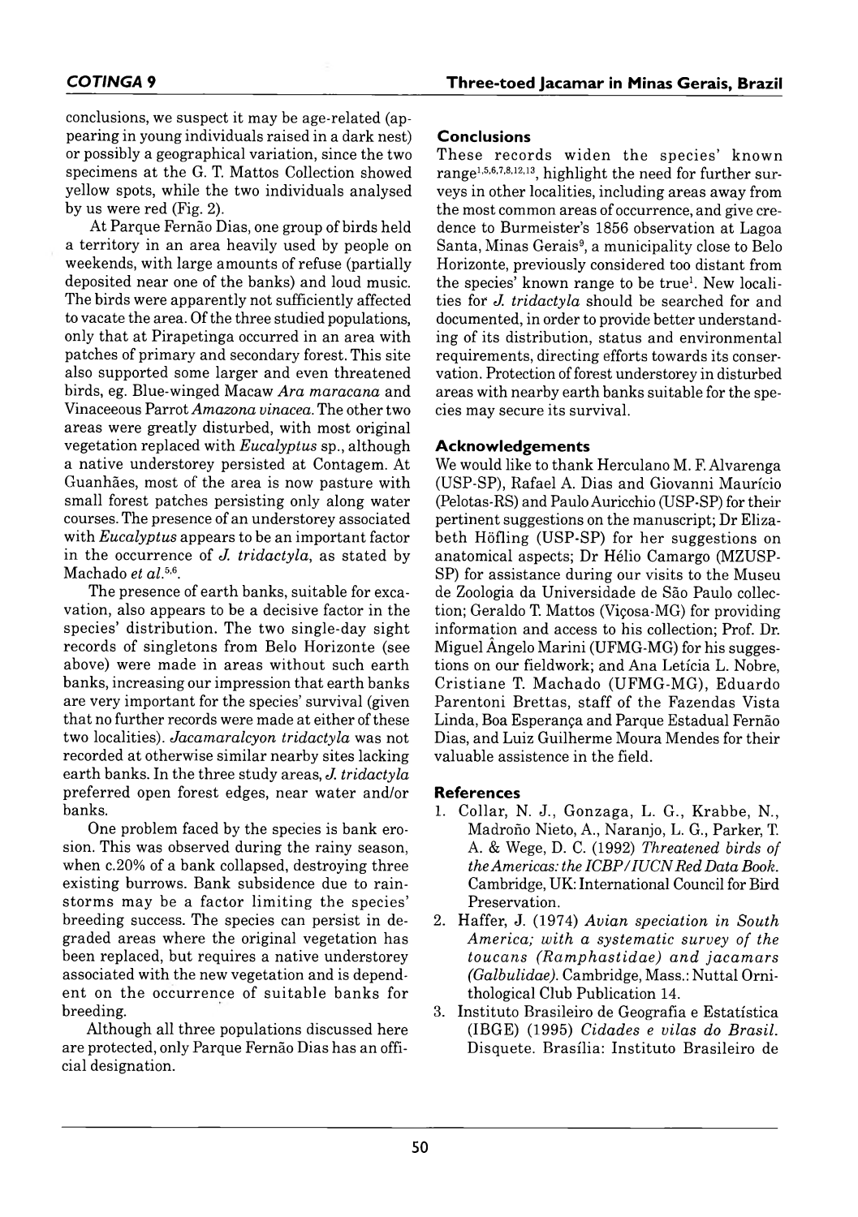conclusions, we suspect it may be age-related (appearing in young individuals raised in a dark nest) or possibly a geographical variation, since the two specimens at the G. T. Mattos Collection showed yellow spots, while the two individuals analysed by us were red (Fig. 2).

At Parque Fernão Dias, one group of birds held a territory in an area heavily used by people on weekends, with large amounts of refuse (partially deposited near one of the banks) and loud music. The birds were apparently not sufficiently affected to vacate the area. Of the three studied populations, only that at Pirapetinga occurred in an area with patches of primary and secondary forest. This site also supported some larger and even threatened birds, eg. Blue-winged Macaw *Ara maracana* and Vinaceeous Parrot *Amazona vinacea*. The other two areas were greatly disturbed, with most original vegetation replaced with *Eucalyptus* sp., although a native understorey persisted at Contagem. At Guanhães, most of the area is now pasture with small forest patches persisting only along water courses. The presence of an understorey associated with *Eucalyptus* appears to be an important factor in the occurrence of *J. tridactyla*, as stated by Machado *et al.*[5,6].

The presence of earth banks, suitable for excavation, also appears to be a decisive factor in the species' distribution. The two single-day sight records of singletons from Belo Horizonte (see above) were made in areas without such earth banks, increasing our impression that earth banks are very important for the species' survival (given that no further records were made at either of these two localities). *Jacamaralcyon tridactyla* was not recorded at otherwise similar nearby sites lacking earth banks. In the three study areas, *J. tridactyla* preferred open forest edges, near water and/or banks.

One problem faced by the species is bank erosion. This was observed during the rainy season, when c.20% of a bank collapsed, destroying three existing burrows. Bank subsidence due to rainstorms may be a factor limiting the species' breeding success. The species can persist in degraded areas where the original vegetation has been replaced, but requires a native understorey associated with the new vegetation and is dependent on the occurrence of suitable banks for breeding.

Although all three populations discussed here are protected, only Parque Fernão Dias has an official designation.

### Conclusions

These records widen the species' known range[1,5,6,7,8,12,13], highlight the need for further surveys in other localities, including areas away from the most common areas of occurrence, and give credence to Burmeister's 1856 observation at Lagoa Santa, Minas Gerais[9], a municipality close to Belo Horizonte, previously considered too distant from the species' known range to be true[1]. New localities for *J. tridactyla* should be searched for and documented, in order to provide better understanding of its distribution, status and environmental requirements, directing efforts towards its conservation. Protection of forest understorey in disturbed areas with nearby earth banks suitable for the species may secure its survival.

### Acknowledgements

We would like to thank Herculano M. F. Alvarenga (USP-SP), Rafael A. Dias and Giovanni Maurício (Pelotas-RS) and Paulo Auricchio (USP-SP) for their pertinent suggestions on the manuscript; Dr Elizabeth Höfling (USP-SP) for her suggestions on anatomical aspects; Dr Hélio Camargo (MZUSP-SP) for assistance during our visits to the Museu de Zoologia da Universidade de São Paulo collection; Geraldo T. Mattos (Viçosa-MG) for providing information and access to his collection; Prof. Dr. Miguel Ângelo Marini (UFMG-MG) for his suggestions on our fieldwork; and Ana Letícia L. Nobre, Cristiane T. Machado (UFMG-MG), Eduardo Parentoni Brettas, staff of the Fazendas Vista Linda, Boa Esperança and Parque Estadual Fernão Dias, and Luiz Guilherme Moura Mendes for their valuable assistence in the field.

### References

1. Collar, N. J., Gonzaga, L. G., Krabbe, N., Madroño Nieto, A., Naranjo, L. G., Parker, T. A. & Wege, D. C. (1992) *Threatened birds of the Americas: the ICBP/IUCN Red Data Book*. Cambridge, UK: International Council for Bird Preservation.
2. Haffer, J. (1974) *Avian speciation in South America; with a systematic survey of the toucans (Ramphastidae) and jacamars (Galbulidae)*. Cambridge, Mass.: Nuttal Ornithological Club Publication 14.
3. Instituto Brasileiro de Geografia e Estatística (IBGE) (1995) *Cidades e vilas do Brasil*. Disquete. Brasília: Instituto Brasileiro de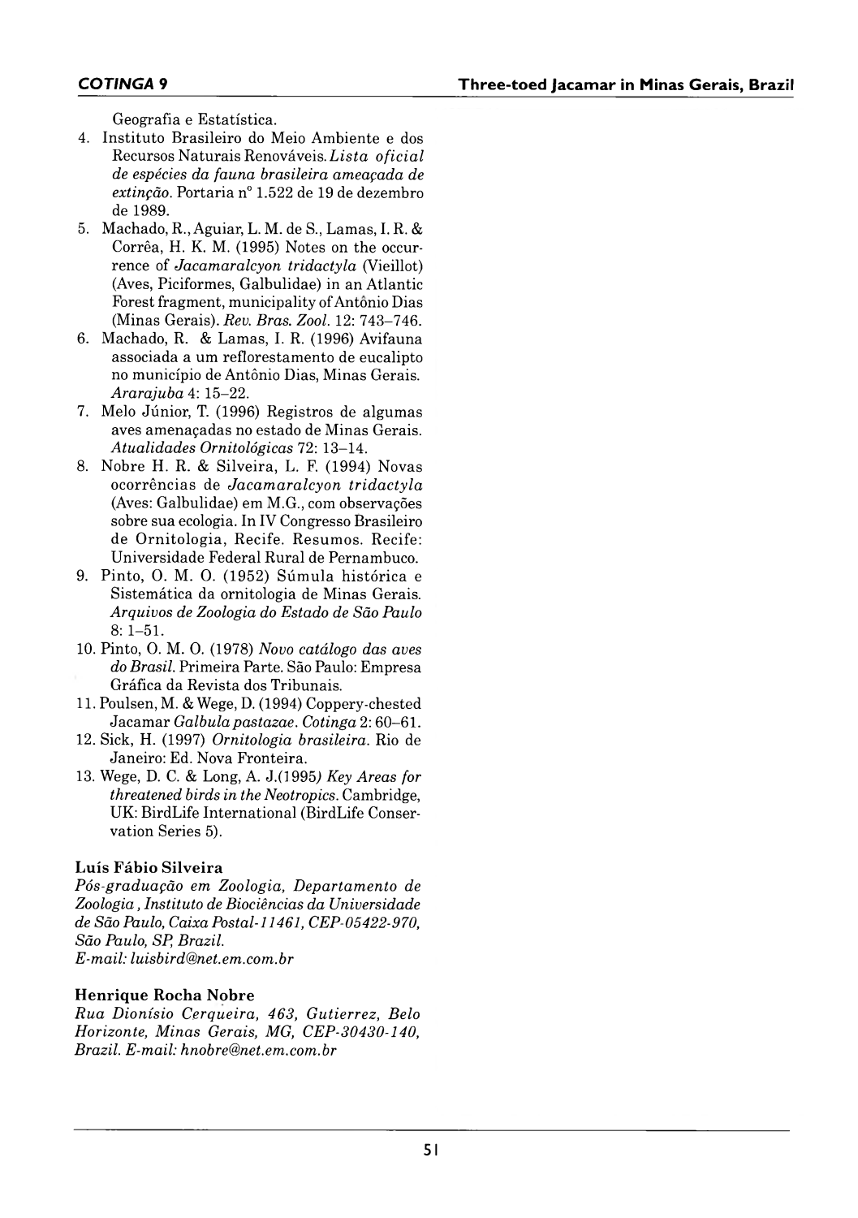Geografia e Estatística.

4. Instituto Brasileiro do Meio Ambiente e dos Recursos Naturais Renováveis. *Lista oficial de espécies da fauna brasileira ameaçada de extinção*. Portaria nº 1.522 de 19 de dezembro de 1989.
5. Machado, R., Aguiar, L. M. de S., Lamas, I. R. & Corrêa, H. K. M. (1995) Notes on the occurrence of *Jacamaralcyon tridactyla* (Vieillot) (Aves, Piciformes, Galbulidae) in an Atlantic Forest fragment, municipality of Antônio Dias (Minas Gerais). *Rev. Bras. Zool.* 12: 743–746.
6. Machado, R. & Lamas, I. R. (1996) Avifauna associada a um reflorestamento de eucalipto no município de Antônio Dias, Minas Gerais. *Ararajuba* 4: 15–22.
7. Melo Júnior, T. (1996) Registros de algumas aves amenaçadas no estado de Minas Gerais. *Atualidades Ornitológicas* 72: 13–14.
8. Nobre H. R. & Silveira, L. F. (1994) Novas ocorrências de *Jacamaralcyon tridactyla* (Aves: Galbulidae) em M.G., com observações sobre sua ecologia. In IV Congresso Brasileiro de Ornitologia, Recife. Resumos. Recife: Universidade Federal Rural de Pernambuco.
9. Pinto, O. M. O. (1952) Súmula histórica e Sistemática da ornitologia de Minas Gerais. *Arquivos de Zoologia do Estado de São Paulo* 8: 1–51.
10. Pinto, O. M. O. (1978) *Novo catálogo das aves do Brasil*. Primeira Parte. São Paulo: Empresa Gráfica da Revista dos Tribunais.
11. Poulsen, M. & Wege, D. (1994) Coppery-chested Jacamar *Galbula pastazae*. *Cotinga* 2: 60–61.
12. Sick, H. (1997) *Ornitologia brasileira*. Rio de Janeiro: Ed. Nova Fronteira.
13. Wege, D. C. & Long, A. J.(1995) *Key Areas for threatened birds in the Neotropics*. Cambridge, UK: BirdLife International (BirdLife Conservation Series 5).

**Luís Fábio Silveira**

*Pós-graduação em Zoologia, Departamento de Zoologia, Instituto de Biociências da Universidade de São Paulo, Caixa Postal-11461, CEP-05422-970, São Paulo, SP, Brazil.*
*E-mail: luisbird@net.em.com.br*

**Henrique Rocha Nobre**

*Rua Dionísio Cerqueira, 463, Gutierrez, Belo Horizonte, Minas Gerais, MG, CEP-30430-140, Brazil. E-mail: hnobre@net.em.com.br*